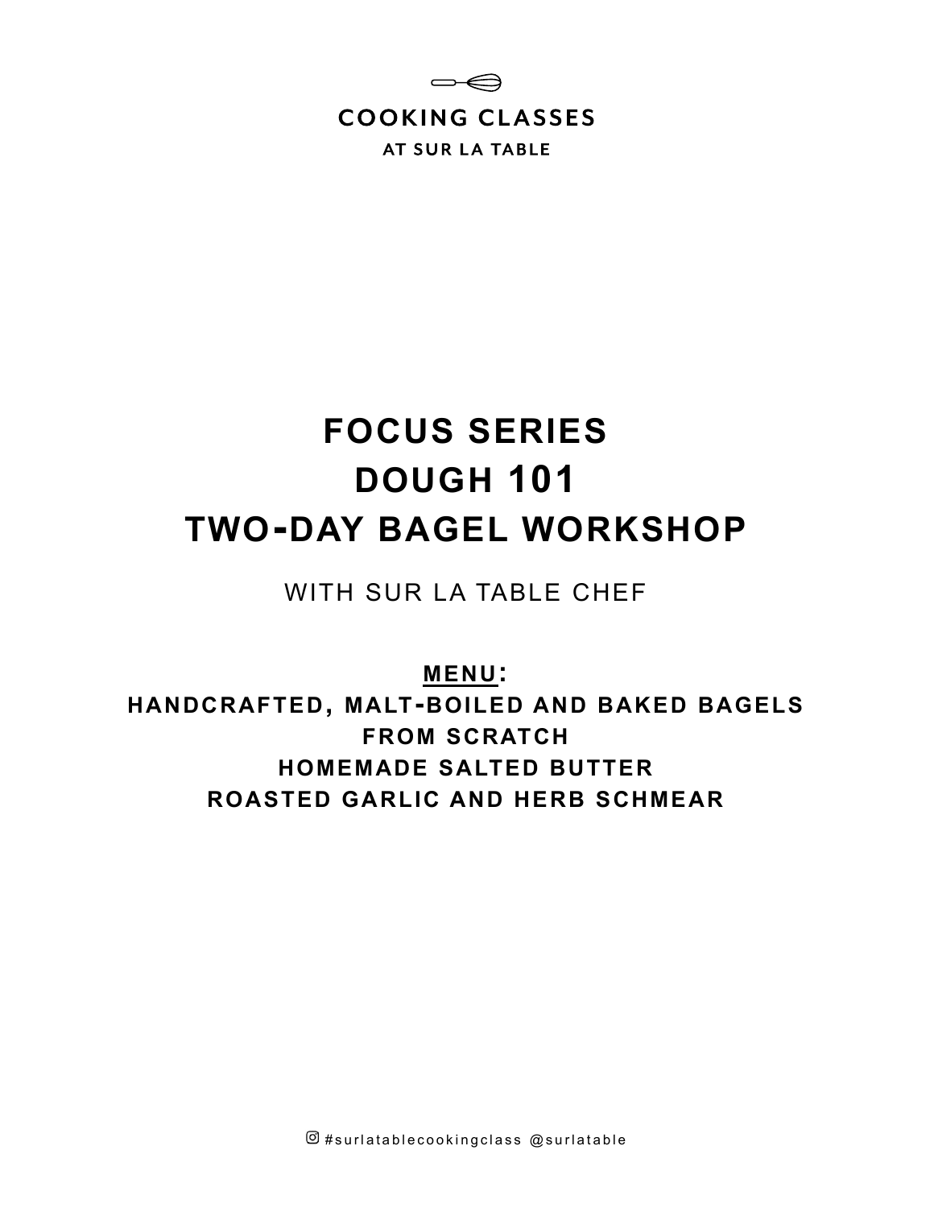COOKING CLASSES

AT SUR LA TABLE

# FOCUS SERIES
# DOUGH 101
# TWO-DAY BAGEL WORKSHOP

WITH SUR LA TABLE CHEF

**MENU:**

**HANDCRAFTED, MALT-BOILED AND BAKED BAGELS FROM SCRATCH**

**HOMEMADE SALTED BUTTER**

**ROASTED GARLIC AND HERB SCHMEAR**

#surlatablecookingclass @surlatable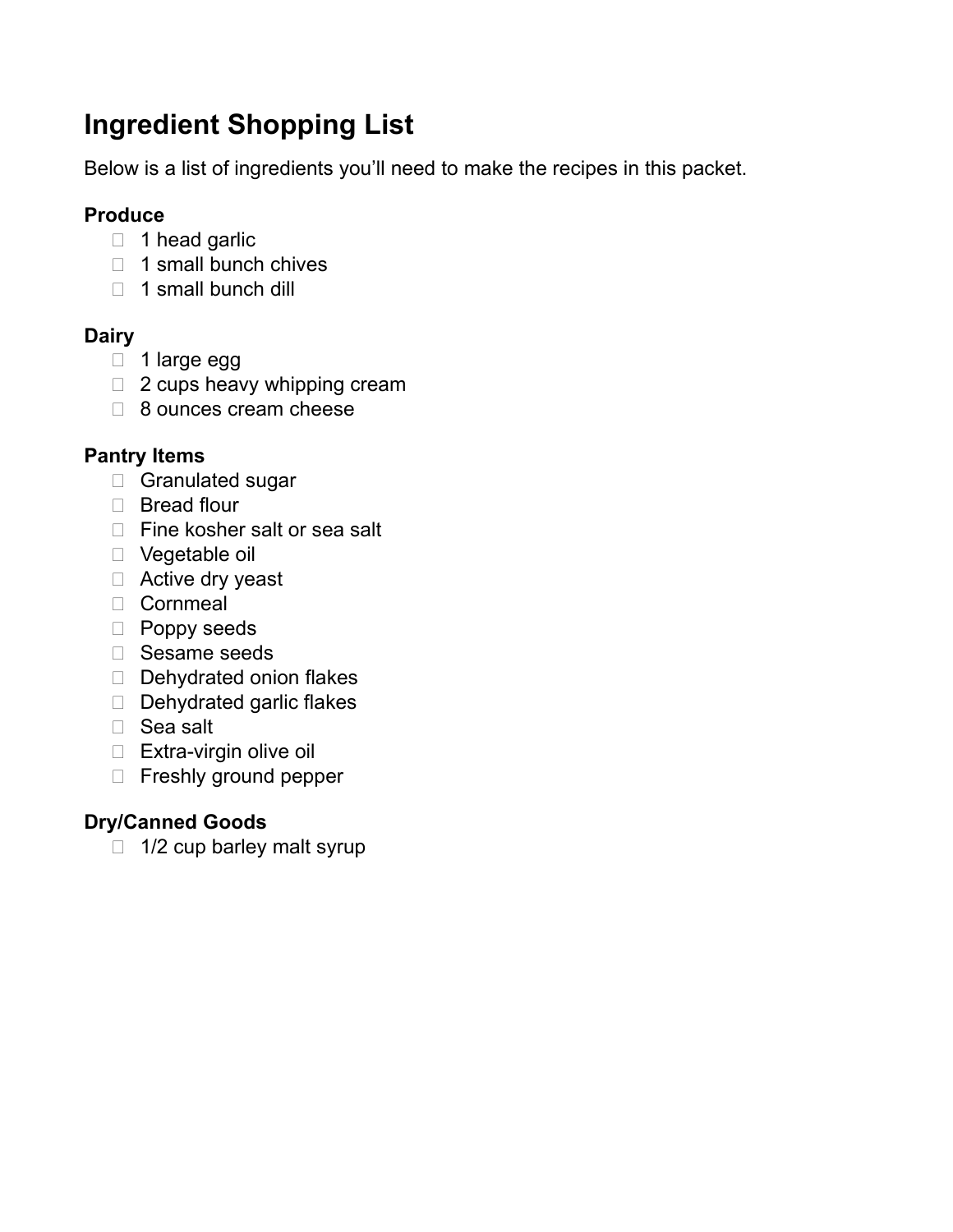# Ingredient Shopping List

Below is a list of ingredients you'll need to make the recipes in this packet.

**Produce**

- [ ] 1 head garlic
- [ ] 1 small bunch chives
- [ ] 1 small bunch dill

**Dairy**

- [ ] 1 large egg
- [ ] 2 cups heavy whipping cream
- [ ] 8 ounces cream cheese

**Pantry Items**

- [ ] Granulated sugar
- [ ] Bread flour
- [ ] Fine kosher salt or sea salt
- [ ] Vegetable oil
- [ ] Active dry yeast
- [ ] Cornmeal
- [ ] Poppy seeds
- [ ] Sesame seeds
- [ ] Dehydrated onion flakes
- [ ] Dehydrated garlic flakes
- [ ] Sea salt
- [ ] Extra-virgin olive oil
- [ ] Freshly ground pepper

**Dry/Canned Goods**

- [ ] 1/2 cup barley malt syrup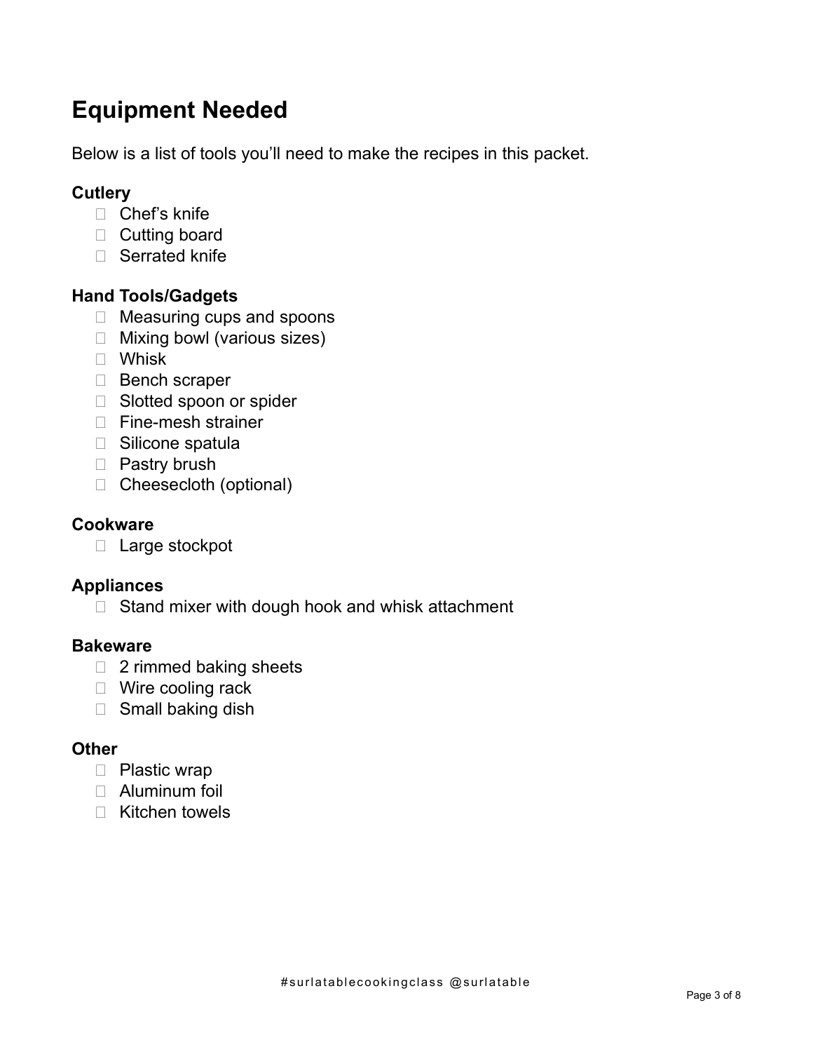# Equipment Needed

Below is a list of tools you'll need to make the recipes in this packet.

**Cutlery**

- [ ] Chef's knife
- [ ] Cutting board
- [ ] Serrated knife

**Hand Tools/Gadgets**

- [ ] Measuring cups and spoons
- [ ] Mixing bowl (various sizes)
- [ ] Whisk
- [ ] Bench scraper
- [ ] Slotted spoon or spider
- [ ] Fine-mesh strainer
- [ ] Silicone spatula
- [ ] Pastry brush
- [ ] Cheesecloth (optional)

**Cookware**

- [ ] Large stockpot

**Appliances**

- [ ] Stand mixer with dough hook and whisk attachment

**Bakeware**

- [ ] 2 rimmed baking sheets
- [ ] Wire cooling rack
- [ ] Small baking dish

**Other**

- [ ] Plastic wrap
- [ ] Aluminum foil
- [ ] Kitchen towels

#surlatablecookingclass @surlatable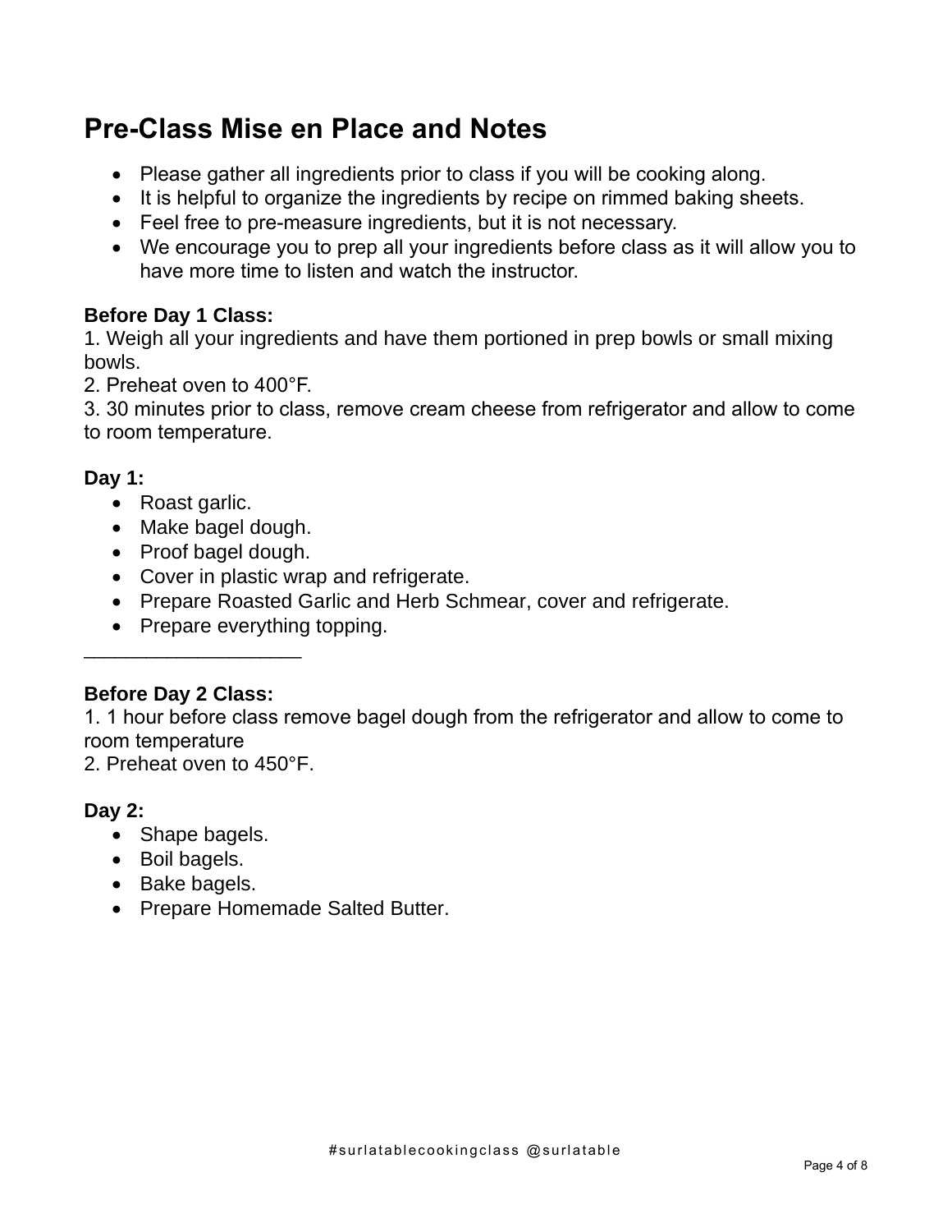# Pre-Class Mise en Place and Notes

- Please gather all ingredients prior to class if you will be cooking along.
- It is helpful to organize the ingredients by recipe on rimmed baking sheets.
- Feel free to pre-measure ingredients, but it is not necessary.
- We encourage you to prep all your ingredients before class as it will allow you to have more time to listen and watch the instructor.

**Before Day 1 Class:**

1. Weigh all your ingredients and have them portioned in prep bowls or small mixing bowls.
2. Preheat oven to 400°F.
3. 30 minutes prior to class, remove cream cheese from refrigerator and allow to come to room temperature.

**Day 1:**

- Roast garlic.
- Make bagel dough.
- Proof bagel dough.
- Cover in plastic wrap and refrigerate.
- Prepare Roasted Garlic and Herb Schmear, cover and refrigerate.
- Prepare everything topping.

___________________

**Before Day 2 Class:**

1. 1 hour before class remove bagel dough from the refrigerator and allow to come to room temperature
2. Preheat oven to 450°F.

**Day 2:**

- Shape bagels.
- Boil bagels.
- Bake bagels.
- Prepare Homemade Salted Butter.

#surlatablecookingclass @surlatable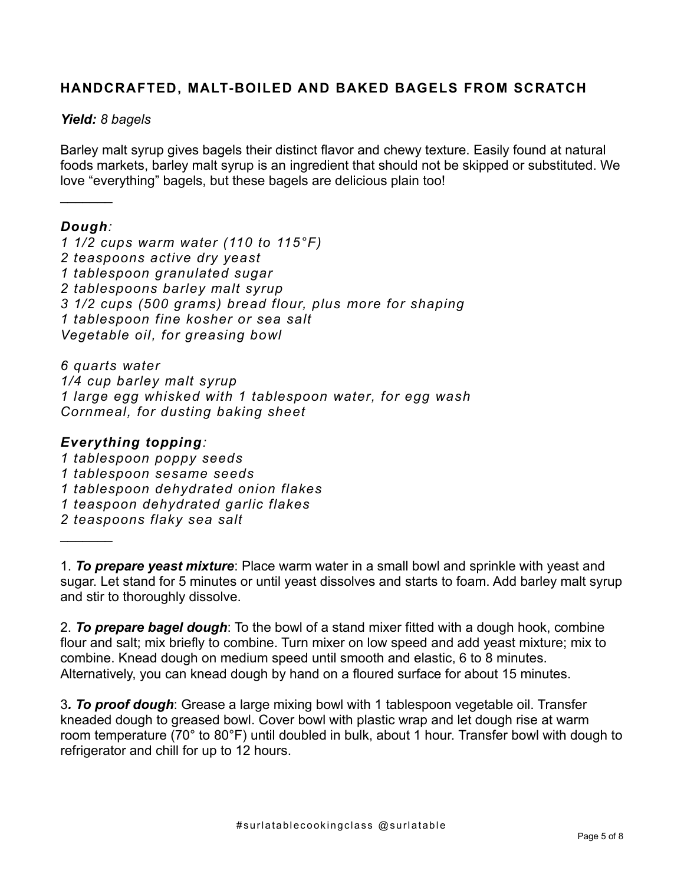## HANDCRAFTED, MALT-BOILED AND BAKED BAGELS FROM SCRATCH

***Yield:*** *8 bagels*

Barley malt syrup gives bagels their distinct flavor and chewy texture. Easily found at natural foods markets, barley malt syrup is an ingredient that should not be skipped or substituted. We love "everything" bagels, but these bagels are delicious plain too!

_______

***Dough:***
*1 1/2 cups warm water (110 to 115°F)*
*2 teaspoons active dry yeast*
*1 tablespoon granulated sugar*
*2 tablespoons barley malt syrup*
*3 1/2 cups (500 grams) bread flour, plus more for shaping*
*1 tablespoon fine kosher or sea salt*
*Vegetable oil, for greasing bowl*

*6 quarts water*
*1/4 cup barley malt syrup*
*1 large egg whisked with 1 tablespoon water, for egg wash*
*Cornmeal, for dusting baking sheet*

***Everything topping:***
*1 tablespoon poppy seeds*
*1 tablespoon sesame seeds*
*1 tablespoon dehydrated onion flakes*
*1 teaspoon dehydrated garlic flakes*
*2 teaspoons flaky sea salt*

_______

1. ***To prepare yeast mixture***: Place warm water in a small bowl and sprinkle with yeast and sugar. Let stand for 5 minutes or until yeast dissolves and starts to foam. Add barley malt syrup and stir to thoroughly dissolve.

2. ***To prepare bagel dough***: To the bowl of a stand mixer fitted with a dough hook, combine flour and salt; mix briefly to combine. Turn mixer on low speed and add yeast mixture; mix to combine. Knead dough on medium speed until smooth and elastic, 6 to 8 minutes. Alternatively, you can knead dough by hand on a floured surface for about 15 minutes.

3. ***To proof dough***: Grease a large mixing bowl with 1 tablespoon vegetable oil. Transfer kneaded dough to greased bowl. Cover bowl with plastic wrap and let dough rise at warm room temperature (70° to 80°F) until doubled in bulk, about 1 hour. Transfer bowl with dough to refrigerator and chill for up to 12 hours.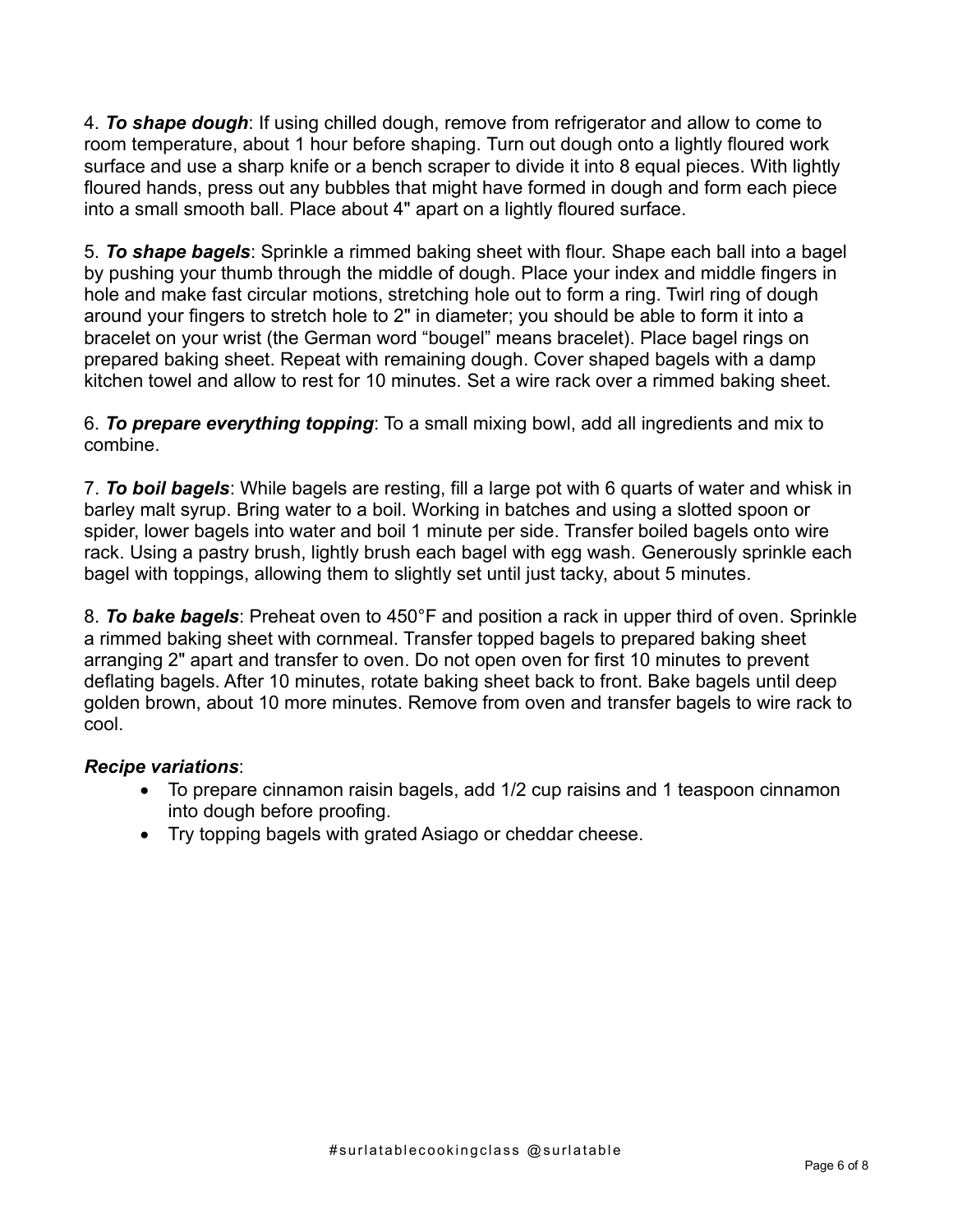4. ***To shape dough***: If using chilled dough, remove from refrigerator and allow to come to room temperature, about 1 hour before shaping. Turn out dough onto a lightly floured work surface and use a sharp knife or a bench scraper to divide it into 8 equal pieces. With lightly floured hands, press out any bubbles that might have formed in dough and form each piece into a small smooth ball. Place about 4" apart on a lightly floured surface.

5. ***To shape bagels***: Sprinkle a rimmed baking sheet with flour. Shape each ball into a bagel by pushing your thumb through the middle of dough. Place your index and middle fingers in hole and make fast circular motions, stretching hole out to form a ring. Twirl ring of dough around your fingers to stretch hole to 2" in diameter; you should be able to form it into a bracelet on your wrist (the German word "bougel" means bracelet). Place bagel rings on prepared baking sheet. Repeat with remaining dough. Cover shaped bagels with a damp kitchen towel and allow to rest for 10 minutes. Set a wire rack over a rimmed baking sheet.

6. ***To prepare everything topping***: To a small mixing bowl, add all ingredients and mix to combine.

7. ***To boil bagels***: While bagels are resting, fill a large pot with 6 quarts of water and whisk in barley malt syrup. Bring water to a boil. Working in batches and using a slotted spoon or spider, lower bagels into water and boil 1 minute per side. Transfer boiled bagels onto wire rack. Using a pastry brush, lightly brush each bagel with egg wash. Generously sprinkle each bagel with toppings, allowing them to slightly set until just tacky, about 5 minutes.

8. ***To bake bagels***: Preheat oven to 450°F and position a rack in upper third of oven. Sprinkle a rimmed baking sheet with cornmeal. Transfer topped bagels to prepared baking sheet arranging 2" apart and transfer to oven. Do not open oven for first 10 minutes to prevent deflating bagels. After 10 minutes, rotate baking sheet back to front. Bake bagels until deep golden brown, about 10 more minutes. Remove from oven and transfer bagels to wire rack to cool.

***Recipe variations***:

- To prepare cinnamon raisin bagels, add 1/2 cup raisins and 1 teaspoon cinnamon into dough before proofing.
- Try topping bagels with grated Asiago or cheddar cheese.

#surlatablecookingclass @surlatable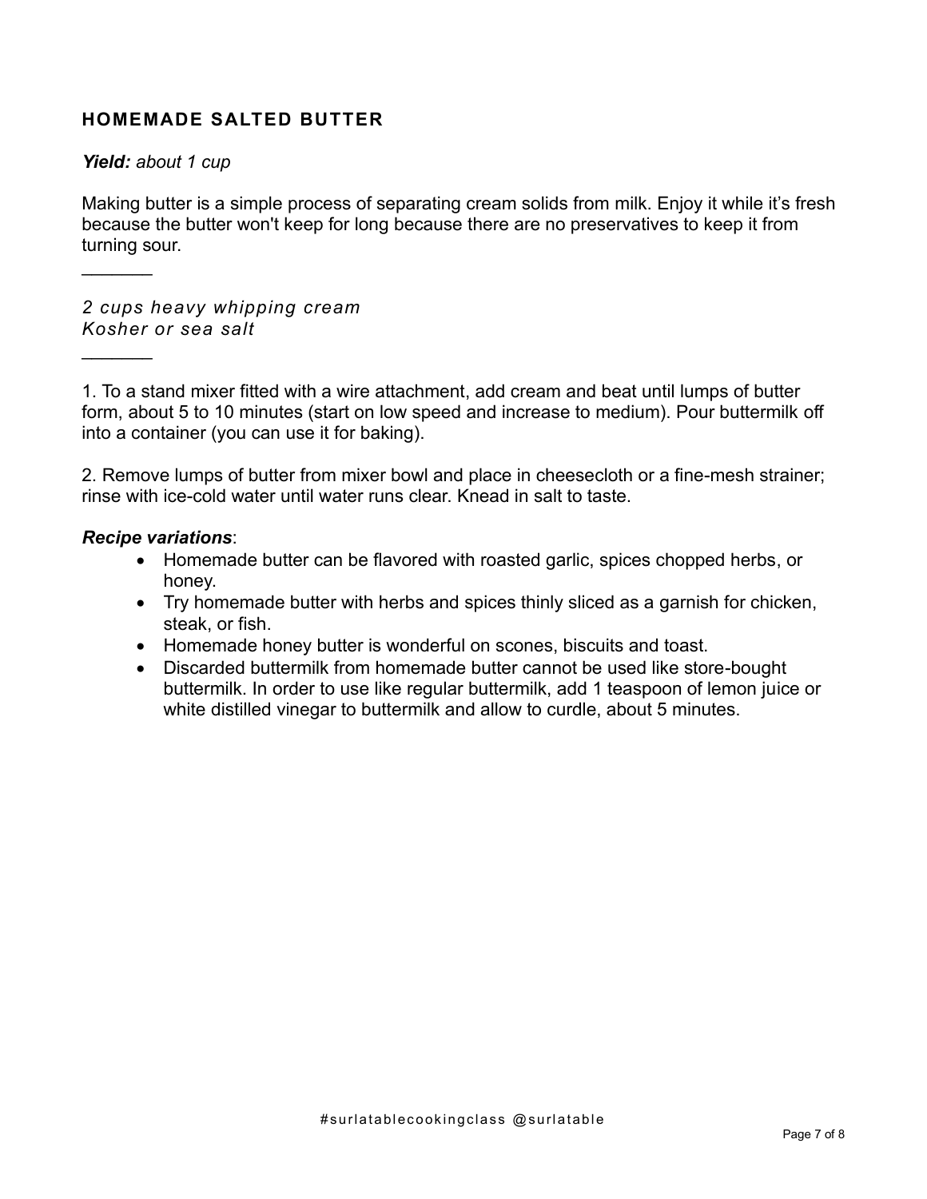## HOMEMADE SALTED BUTTER

***Yield:** about 1 cup*

Making butter is a simple process of separating cream solids from milk. Enjoy it while it's fresh because the butter won't keep for long because there are no preservatives to keep it from turning sour.

_______

*2 cups heavy whipping cream*
*Kosher or sea salt*

_______

1. To a stand mixer fitted with a wire attachment, add cream and beat until lumps of butter form, about 5 to 10 minutes (start on low speed and increase to medium). Pour buttermilk off into a container (you can use it for baking).

2. Remove lumps of butter from mixer bowl and place in cheesecloth or a fine-mesh strainer; rinse with ice-cold water until water runs clear. Knead in salt to taste.

***Recipe variations***:

- Homemade butter can be flavored with roasted garlic, spices chopped herbs, or honey.
- Try homemade butter with herbs and spices thinly sliced as a garnish for chicken, steak, or fish.
- Homemade honey butter is wonderful on scones, biscuits and toast.
- Discarded buttermilk from homemade butter cannot be used like store-bought buttermilk. In order to use like regular buttermilk, add 1 teaspoon of lemon juice or white distilled vinegar to buttermilk and allow to curdle, about 5 minutes.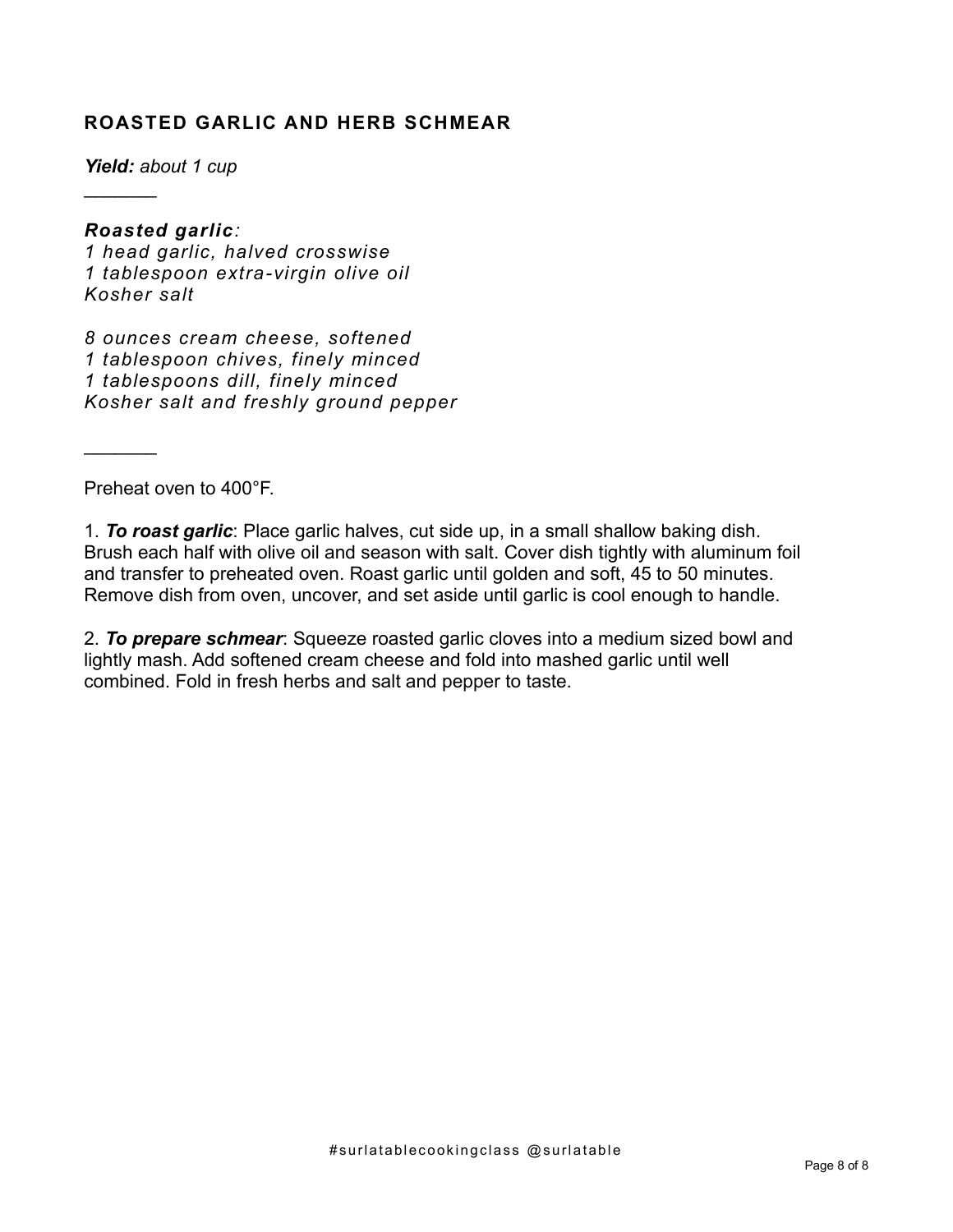## ROASTED GARLIC AND HERB SCHMEAR

***Yield:*** *about 1 cup*

---

***Roasted garlic:***
*1 head garlic, halved crosswise*
*1 tablespoon extra-virgin olive oil*
*Kosher salt*

*8 ounces cream cheese, softened*
*1 tablespoon chives, finely minced*
*1 tablespoons dill, finely minced*
*Kosher salt and freshly ground pepper*

---

Preheat oven to 400°F.

1. ***To roast garlic***: Place garlic halves, cut side up, in a small shallow baking dish. Brush each half with olive oil and season with salt. Cover dish tightly with aluminum foil and transfer to preheated oven. Roast garlic until golden and soft, 45 to 50 minutes. Remove dish from oven, uncover, and set aside until garlic is cool enough to handle.

2. ***To prepare schmear***: Squeeze roasted garlic cloves into a medium sized bowl and lightly mash. Add softened cream cheese and fold into mashed garlic until well combined. Fold in fresh herbs and salt and pepper to taste.

#surlatablecookingclass @surlatable